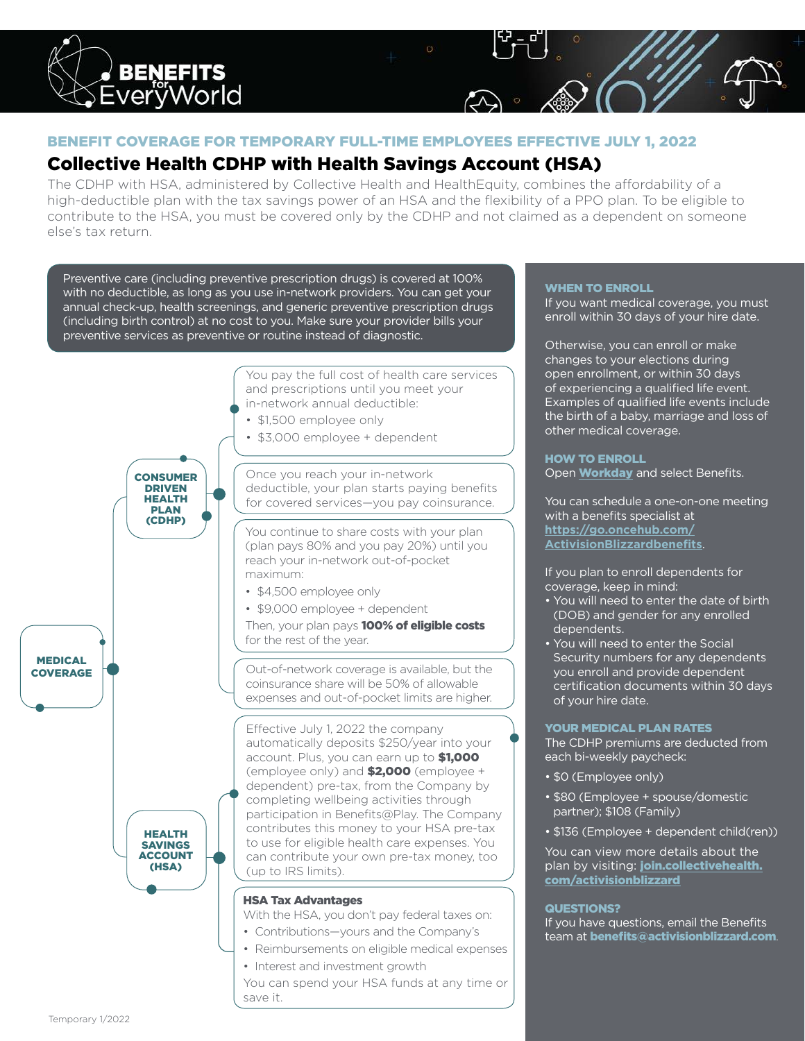BENEFITS for EveryWorld

## BENEFIT COVERAGE FOR TEMPORARY FULL-TIME EMPLOYEES EFFECTIVE JULY 1, 2022

# Collective Health CDHP with Health Savings Account (HSA)

The CDHP with HSA, administered by Collective Health and HealthEquity, combines the affordability of a high-deductible plan with the tax savings power of an HSA and the flexibility of a PPO plan. To be eligible to contribute to the HSA, you must be covered only by the CDHP and not claimed as a dependent on someone else's tax return.

Preventive care (including preventive prescription drugs) is covered at 100% with no deductible, as long as you use in-network providers. You can get your annual check-up, health screenings, and generic preventive prescription drugs (including birth control) at no cost to you. Make sure your provider bills your preventive services as preventive or routine instead of diagnostic.

## MEDICAL COVERAGE

### CONSUMER DRIVEN HEALTH PLAN (CDHP)

You pay the full cost of health care services and prescriptions until you meet your in-network annual deductible:

- $1,500 employee only
- $3,000 employee + dependent

Once you reach your in-network deductible, your plan starts paying benefits for covered services—you pay coinsurance.

You continue to share costs with your plan (plan pays 80% and you pay 20%) until you reach your in-network out-of-pocket maximum:

- $4,500 employee only
- $9,000 employee + dependent

Then, your plan pays **100% of eligible costs** for the rest of the year.

Out-of-network coverage is available, but the coinsurance share will be 50% of allowable expenses and out-of-pocket limits are higher.

### HEALTH SAVINGS ACCOUNT (HSA)

Effective July 1, 2022 the company automatically deposits $250/year into your account. Plus, you can earn up to **$1,000** (employee only) and **$2,000** (employee + dependent) pre-tax, from the Company by completing wellbeing activities through participation in Benefits@Play. The Company contributes this money to your HSA pre-tax to use for eligible health care expenses. You can contribute your own pre-tax money, too (up to IRS limits).

**HSA Tax Advantages**

With the HSA, you don't pay federal taxes on:

- Contributions—yours and the Company's
- Reimbursements on eligible medical expenses
- Interest and investment growth

You can spend your HSA funds at any time or save it.

### WHEN TO ENROLL

If you want medical coverage, you must enroll within 30 days of your hire date.

Otherwise, you can enroll or make changes to your elections during open enrollment, or within 30 days of experiencing a qualified life event. Examples of qualified life events include the birth of a baby, marriage and loss of other medical coverage.

### HOW TO ENROLL

Open **Workday** and select Benefits.

You can schedule a one-on-one meeting with a benefits specialist at **https://go.oncehub.com/ActivisionBlizzardbenefits**.

If you plan to enroll dependents for coverage, keep in mind:

- You will need to enter the date of birth (DOB) and gender for any enrolled dependents.
- You will need to enter the Social Security numbers for any dependents you enroll and provide dependent certification documents within 30 days of your hire date.

### YOUR MEDICAL PLAN RATES

The CDHP premiums are deducted from each bi-weekly paycheck:

- $0 (Employee only)
- $80 (Employee + spouse/domestic partner); $108 (Family)
- $136 (Employee + dependent child(ren))

You can view more details about the plan by visiting: **join.collectivehealth.com/activisionblizzard**

### QUESTIONS?

If you have questions, email the Benefits team at **benefits@activisionblizzard.com**.

Temporary 1/2022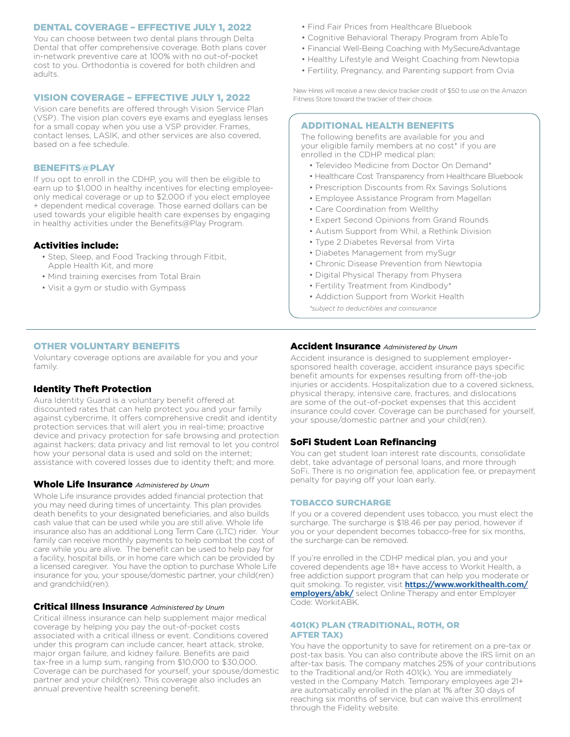## DENTAL COVERAGE – EFFECTIVE JULY 1, 2022

You can choose between two dental plans through Delta Dental that offer comprehensive coverage. Both plans cover in-network preventive care at 100% with no out-of-pocket cost to you. Orthodontia is covered for both children and adults.

## VISION COVERAGE – EFFECTIVE JULY 1, 2022

Vision care benefits are offered through Vision Service Plan (VSP). The vision plan covers eye exams and eyeglass lenses for a small copay when you use a VSP provider. Frames, contact lenses, LASIK, and other services are also covered, based on a fee schedule.

## BENEFITS@PLAY

If you opt to enroll in the CDHP, you will then be eligible to earn up to $1,000 in healthy incentives for electing employee-only medical coverage or up to $2,000 if you elect employee + dependent medical coverage. Those earned dollars can be used towards your eligible health care expenses by engaging in healthy activities under the Benefits@Play Program.

### Activities include:

- Step, Sleep, and Food Tracking through Fitbit, Apple Health Kit, and more
- Mind training exercises from Total Brain
- Visit a gym or studio with Gympass
- Find Fair Prices from Healthcare Bluebook
- Cognitive Behavioral Therapy Program from AbleTo
- Financial Well-Being Coaching with MySecureAdvantage
- Healthy Lifestyle and Weight Coaching from Newtopia
- Fertility, Pregnancy, and Parenting support from Ovia

New Hires will receive a new device tracker credit of $50 to use on the Amazon Fitness Store toward the tracker of their choice.

## ADDITIONAL HEALTH BENEFITS

The following benefits are available for you and your eligible family members at no cost* if you are enrolled in the CDHP medical plan:

- Televideo Medicine from Doctor On Demand*
- Healthcare Cost Transparency from Healthcare Bluebook
- Prescription Discounts from Rx Savings Solutions
- Employee Assistance Program from Magellan
- Care Coordination from Wellthy
- Expert Second Opinions from Grand Rounds
- Autism Support from Whil, a Rethink Division
- Type 2 Diabetes Reversal from Virta
- Diabetes Management from mySugr
- Chronic Disease Prevention from Newtopia
- Digital Physical Therapy from Physera
- Fertility Treatment from Kindbody*
- Addiction Support from Workit Health

*\*subject to deductibles and coinsurance*

## OTHER VOLUNTARY BENEFITS

Voluntary coverage options are available for you and your family.

### Identity Theft Protection

Aura Identity Guard is a voluntary benefit offered at discounted rates that can help protect you and your family against cybercrime. It offers comprehensive credit and identity protection services that will alert you in real-time; proactive device and privacy protection for safe browsing and protection against hackers; data privacy and list removal to let you control how your personal data is used and sold on the internet; assistance with covered losses due to identity theft; and more.

### Whole Life Insurance *Administered by Unum*

Whole Life insurance provides added financial protection that you may need during times of uncertainty. This plan provides death benefits to your designated beneficiaries, and also builds cash value that can be used while you are still alive. Whole life insurance also has an additional Long Term Care (LTC) rider. Your family can receive monthly payments to help combat the cost of care while you are alive. The benefit can be used to help pay for a facility, hospital bills, or in home care which can be provided by a licensed caregiver. You have the option to purchase Whole Life insurance for you, your spouse/domestic partner, your child(ren) and grandchild(ren).

### Critical Illness Insurance *Administered by Unum*

Critical illness insurance can help supplement major medical coverage by helping you pay the out-of-pocket costs associated with a critical illness or event. Conditions covered under this program can include cancer, heart attack, stroke, major organ failure, and kidney failure. Benefits are paid tax-free in a lump sum, ranging from $10,000 to $30,000. Coverage can be purchased for yourself, your spouse/domestic partner and your child(ren). This coverage also includes an annual preventive health screening benefit.

### Accident Insurance *Administered by Unum*

Accident insurance is designed to supplement employer-sponsored health coverage, accident insurance pays specific benefit amounts for expenses resulting from off-the-job injuries or accidents. Hospitalization due to a covered sickness, physical therapy, intensive care, fractures, and dislocations are some of the out-of-pocket expenses that this accident insurance could cover. Coverage can be purchased for yourself, your spouse/domestic partner and your child(ren).

### SoFi Student Loan Refinancing

You can get student loan interest rate discounts, consolidate debt, take advantage of personal loans, and more through SoFi. There is no origination fee, application fee, or prepayment penalty for paying off your loan early.

## TOBACCO SURCHARGE

If you or a covered dependent uses tobacco, you must elect the surcharge. The surcharge is $18.46 per pay period, however if you or your dependent becomes tobacco-free for six months, the surcharge can be removed.

If you're enrolled in the CDHP medical plan, you and your covered dependents age 18+ have access to Workit Health, a free addiction support program that can help you moderate or quit smoking. To register, visit **https://www.workithealth.com/employers/abk/** select Online Therapy and enter Employer Code: WorkitABK.

## 401(K) PLAN (TRADITIONAL, ROTH, OR AFTER TAX)

You have the opportunity to save for retirement on a pre-tax or post-tax basis. You can also contribute above the IRS limit on an after-tax basis. The company matches 25% of your contributions to the Traditional and/or Roth 401(k). You are immediately vested in the Company Match. Temporary employees age 21+ are automatically enrolled in the plan at 1% after 30 days of reaching six months of service, but can waive this enrollment through the Fidelity website.